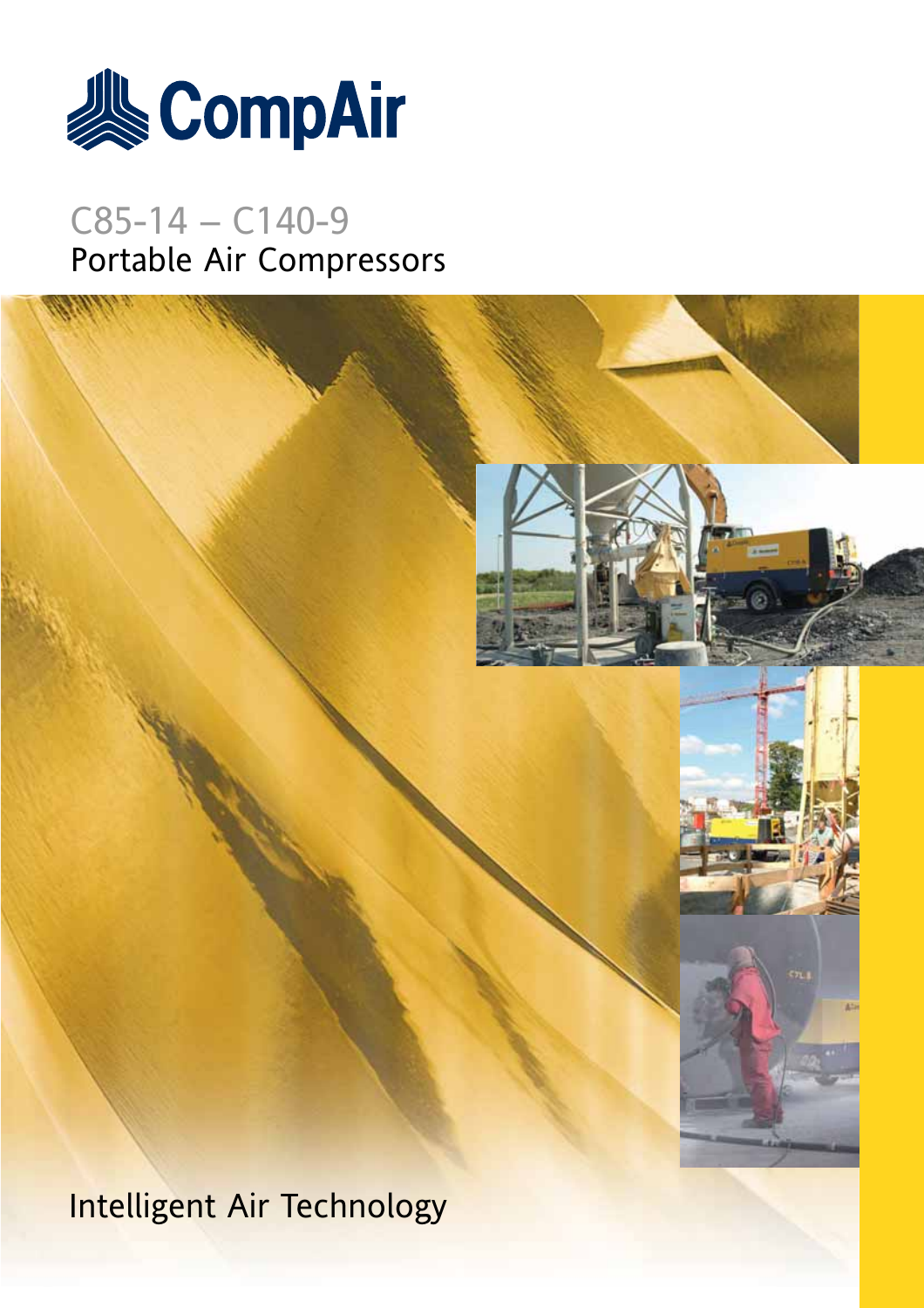CompAir

# C85-14 – C140-9

## Portable Air Compressors

Intelligent Air Technology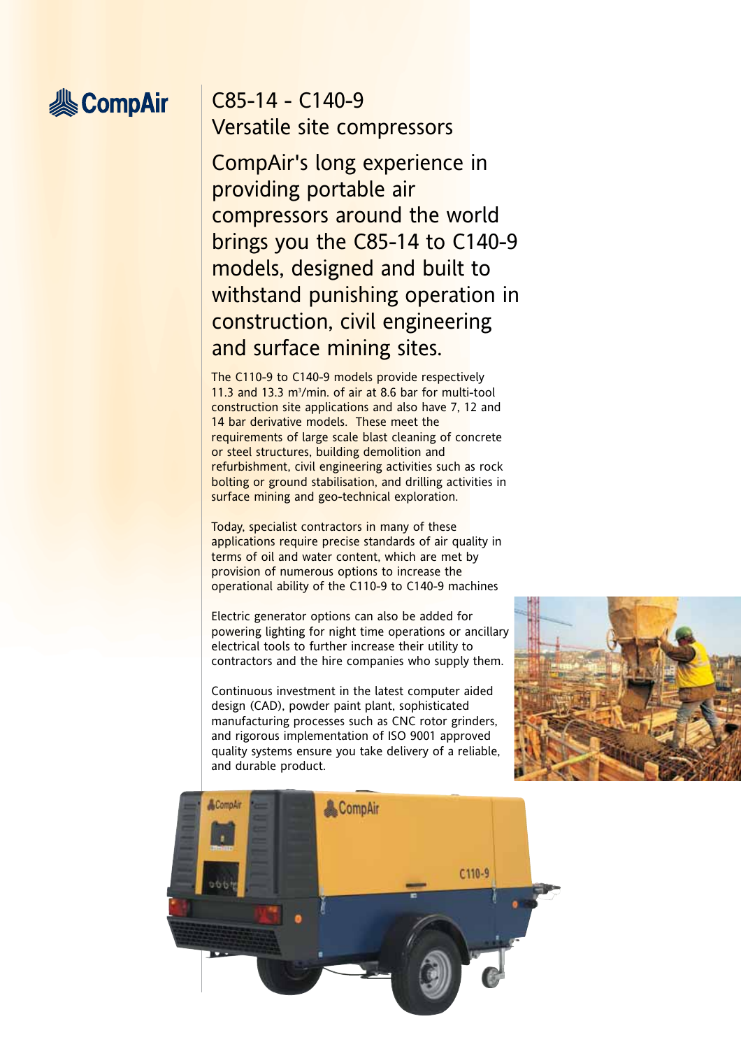# C85-14 - C140-9
## Versatile site compressors

## CompAir's long experience in providing portable air compressors around the world brings you the C85-14 to C140-9 models, designed and built to withstand punishing operation in construction, civil engineering and surface mining sites.

The C110-9 to C140-9 models provide respectively 11.3 and 13.3 $m^3$/min. of air at 8.6 bar for multi-tool construction site applications and also have 7, 12 and 14 bar derivative models. These meet the requirements of large scale blast cleaning of concrete or steel structures, building demolition and refurbishment, civil engineering activities such as rock bolting or ground stabilisation, and drilling activities in surface mining and geo-technical exploration.

Today, specialist contractors in many of these applications require precise standards of air quality in terms of oil and water content, which are met by provision of numerous options to increase the operational ability of the C110-9 to C140-9 machines

Electric generator options can also be added for powering lighting for night time operations or ancillary electrical tools to further increase their utility to contractors and the hire companies who supply them.

Continuous investment in the latest computer aided design (CAD), powder paint plant, sophisticated manufacturing processes such as CNC rotor grinders, and rigorous implementation of ISO 9001 approved quality systems ensure you take delivery of a reliable, and durable product.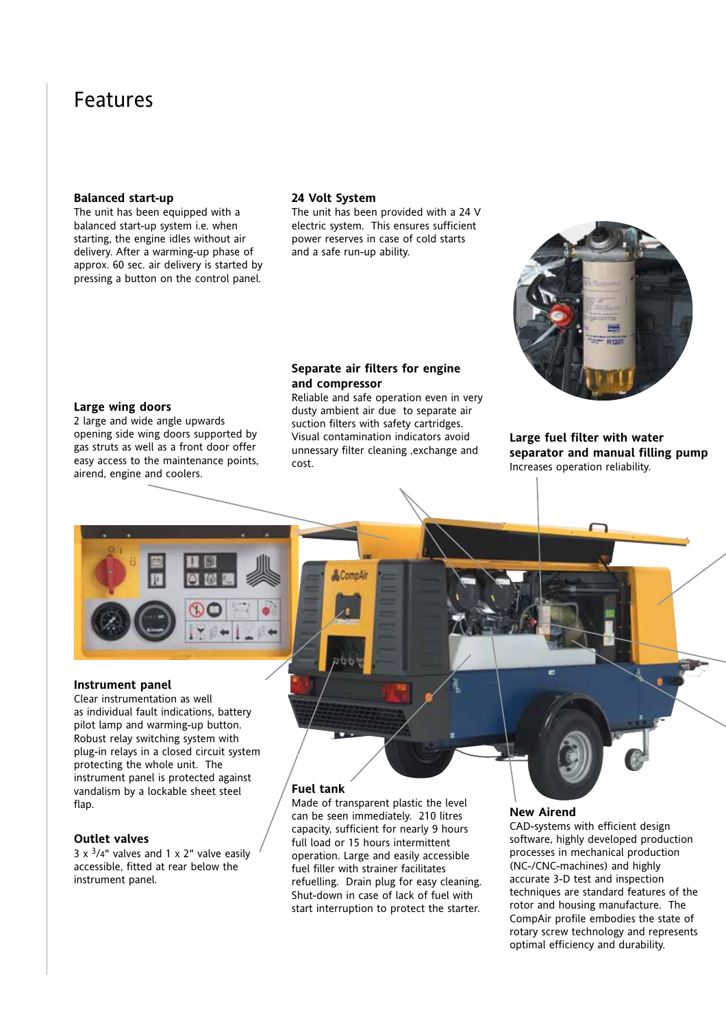# Features

### Balanced start-up
The unit has been equipped with a balanced start-up system i.e. when starting, the engine idles without air delivery. After a warming-up phase of approx. 60 sec. air delivery is started by pressing a button on the control panel.

### 24 Volt System
The unit has been provided with a 24 V electric system. This ensures sufficient power reserves in case of cold starts and a safe run-up ability.

### Large wing doors
2 large and wide angle upwards opening side wing doors supported by gas struts as well as a front door offer easy access to the maintenance points, airend, engine and coolers.

### Separate air filters for engine and compressor
Reliable and safe operation even in very dusty ambient air due to separate air suction filters with safety cartridges. Visual contamination indicators avoid unnessary filter cleaning ,exchange and cost.

### Large fuel filter with water separator and manual filling pump
Increases operation reliability.

### Instrument panel
Clear instrumentation as well as individual fault indications, battery pilot lamp and warming-up button. Robust relay switching system with plug-in relays in a closed circuit system protecting the whole unit. The instrument panel is protected against vandalism by a lockable sheet steel flap.

### Outlet valves
3 x 3/4" valves and 1 x 2" valve easily accessible, fitted at rear below the instrument panel.

### Fuel tank
Made of transparent plastic the level can be seen immediately. 210 litres capacity, sufficient for nearly 9 hours full load or 15 hours intermittent operation. Large and easily accessible fuel filler with strainer facilitates refuelling. Drain plug for easy cleaning. Shut-down in case of lack of fuel with start interruption to protect the starter.

### New Airend
CAD-systems with efficient design software, highly developed production processes in mechanical production (NC-/CNC-machines) and highly accurate 3-D test and inspection techniques are standard features of the rotor and housing manufacture. The CompAir profile embodies the state of rotary screw technology and represents optimal efficiency and durability.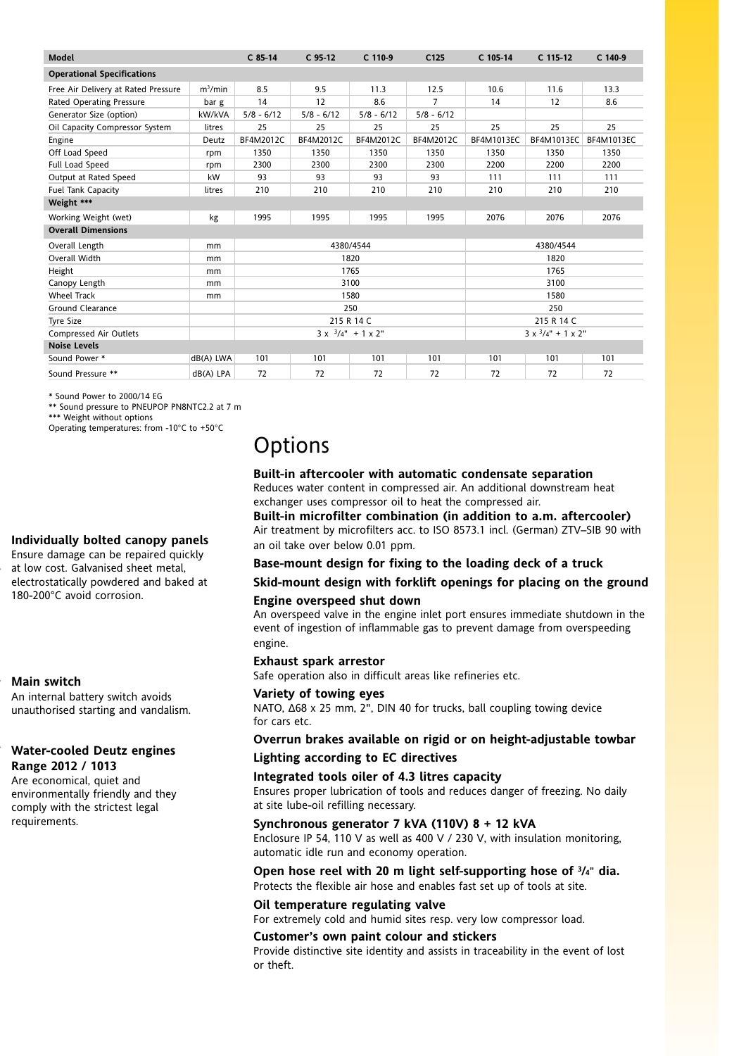| Model | | C 85-14 | C 95-12 | C 110-9 | C125 | C 105-14 | C 115-12 | C 140-9 |
|---|---|---|---|---|---|---|---|---|
| **Operational Specifications** | | | | | | | | |
| Free Air Delivery at Rated Pressure | $m^3$/min | 8.5 | 9.5 | 11.3 | 12.5 | 10.6 | 11.6 | 13.3 |
| Rated Operating Pressure | bar g | 14 | 12 | 8.6 | 7 | 14 | 12 | 8.6 |
| Generator Size (option) | kW/kVA | 5/8 - 6/12 | 5/8 - 6/12 | 5/8 - 6/12 | 5/8 - 6/12 | | | |
| Oil Capacity Compressor System | litres | 25 | 25 | 25 | 25 | 25 | 25 | 25 |
| Engine | Deutz | BF4M2012C | BF4M2012C | BF4M2012C | BF4M2012C | BF4M1013EC | BF4M1013EC | BF4M1013EC |
| Off Load Speed | rpm | 1350 | 1350 | 1350 | 1350 | 1350 | 1350 | 1350 |
| Full Load Speed | rpm | 2300 | 2300 | 2300 | 2300 | 2200 | 2200 | 2200 |
| Output at Rated Speed | kW | 93 | 93 | 93 | 93 | 111 | 111 | 111 |
| Fuel Tank Capacity | litres | 210 | 210 | 210 | 210 | 210 | 210 | 210 |
| **Weight *** | | | | | | | | |
| Working Weight (wet) | kg | 1995 | 1995 | 1995 | 1995 | 2076 | 2076 | 2076 |
| **Overall Dimensions** | | | | | | | | |
| Overall Length | mm | 4380/4544 | | | | 4380/4544 | | |
| Overall Width | mm | 1820 | | | | 1820 | | |
| Height | mm | 1765 | | | | 1765 | | |
| Canopy Length | mm | 3100 | | | | 3100 | | |
| Wheel Track | mm | 1580 | | | | 1580 | | |
| Ground Clearance | | 250 | | | | 250 | | |
| Tyre Size | | 215 R 14 C | | | | 215 R 14 C | | |
| Compressed Air Outlets | | 3 x 3/4" + 1 x 2" | | | | 3 x 3/4" + 1 x 2" | | |
| **Noise Levels** | | | | | | | | |
| Sound Power * | dB(A) LWA | 101 | 101 | 101 | 101 | 101 | 101 | 101 |
| Sound Pressure ** | dB(A) LPA | 72 | 72 | 72 | 72 | 72 | 72 | 72 |

* Sound Power to 2000/14 EG
** Sound pressure to PNEUPOP PN8NTC2.2 at 7 m
*** Weight without options
Operating temperatures: from -10°C to +50°C

# Options

**Built-in aftercooler with automatic condensate separation**
Reduces water content in compressed air. An additional downstream heat exchanger uses compressor oil to heat the compressed air.

**Built-in microfilter combination (in addition to a.m. aftercooler)**
Air treatment by microfilters acc. to ISO 8573.1 incl. (German) ZTV–SIB 90 with an oil take over below 0.01 ppm.

**Base-mount design for fixing to the loading deck of a truck**

**Skid-mount design with forklift openings for placing on the ground**

**Engine overspeed shut down**
An overspeed valve in the engine inlet port ensures immediate shutdown in the event of ingestion of inflammable gas to prevent damage from overspeeding engine.

**Exhaust spark arrestor**
Safe operation also in difficult areas like refineries etc.

**Variety of towing eyes**
NATO, Δ68 x 25 mm, 2", DIN 40 for trucks, ball coupling towing device for cars etc.

**Overrun brakes available on rigid or on height-adjustable towbar**

**Lighting according to EC directives**

**Integrated tools oiler of 4.3 litres capacity**
Ensures proper lubrication of tools and reduces danger of freezing. No daily at site lube-oil refilling necessary.

**Synchronous generator 7 kVA (110V) 8 + 12 kVA**
Enclosure IP 54, 110 V as well as 400 V / 230 V, with insulation monitoring, automatic idle run and economy operation.

**Open hose reel with 20 m light self-supporting hose of 3/4" dia.**
Protects the flexible air hose and enables fast set up of tools at site.

**Oil temperature regulating valve**
For extremely cold and humid sites resp. very low compressor load.

**Customer's own paint colour and stickers**
Provide distinctive site identity and assists in traceability in the event of lost or theft.

**Individually bolted canopy panels**
Ensure damage can be repaired quickly at low cost. Galvanised sheet metal, electrostatically powdered and baked at 180-200°C avoid corrosion.

**Main switch**
An internal battery switch avoids unauthorised starting and vandalism.

**Water-cooled Deutz engines Range 2012 / 1013**
Are economical, quiet and environmentally friendly and they comply with the strictest legal requirements.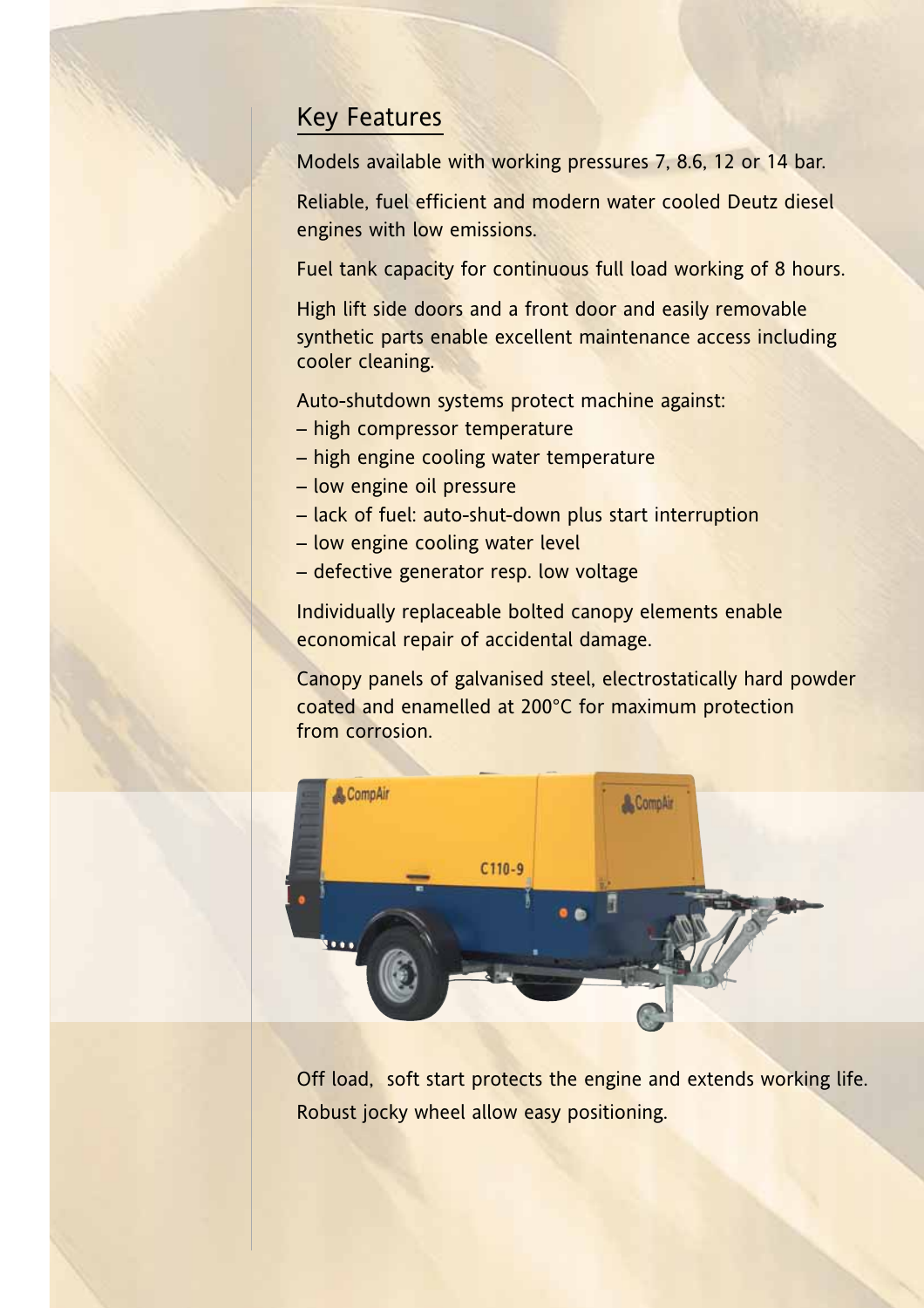## Key Features

Models available with working pressures 7, 8.6, 12 or 14 bar.

Reliable, fuel efficient and modern water cooled Deutz diesel engines with low emissions.

Fuel tank capacity for continuous full load working of 8 hours.

High lift side doors and a front door and easily removable synthetic parts enable excellent maintenance access including cooler cleaning.

Auto-shutdown systems protect machine against:
– high compressor temperature
– high engine cooling water temperature
– low engine oil pressure
– lack of fuel: auto-shut-down plus start interruption
– low engine cooling water level
– defective generator resp. low voltage

Individually replaceable bolted canopy elements enable economical repair of accidental damage.

Canopy panels of galvanised steel, electrostatically hard powder coated and enamelled at 200°C for maximum protection from corrosion.

Off load, soft start protects the engine and extends working life.

Robust jocky wheel allow easy positioning.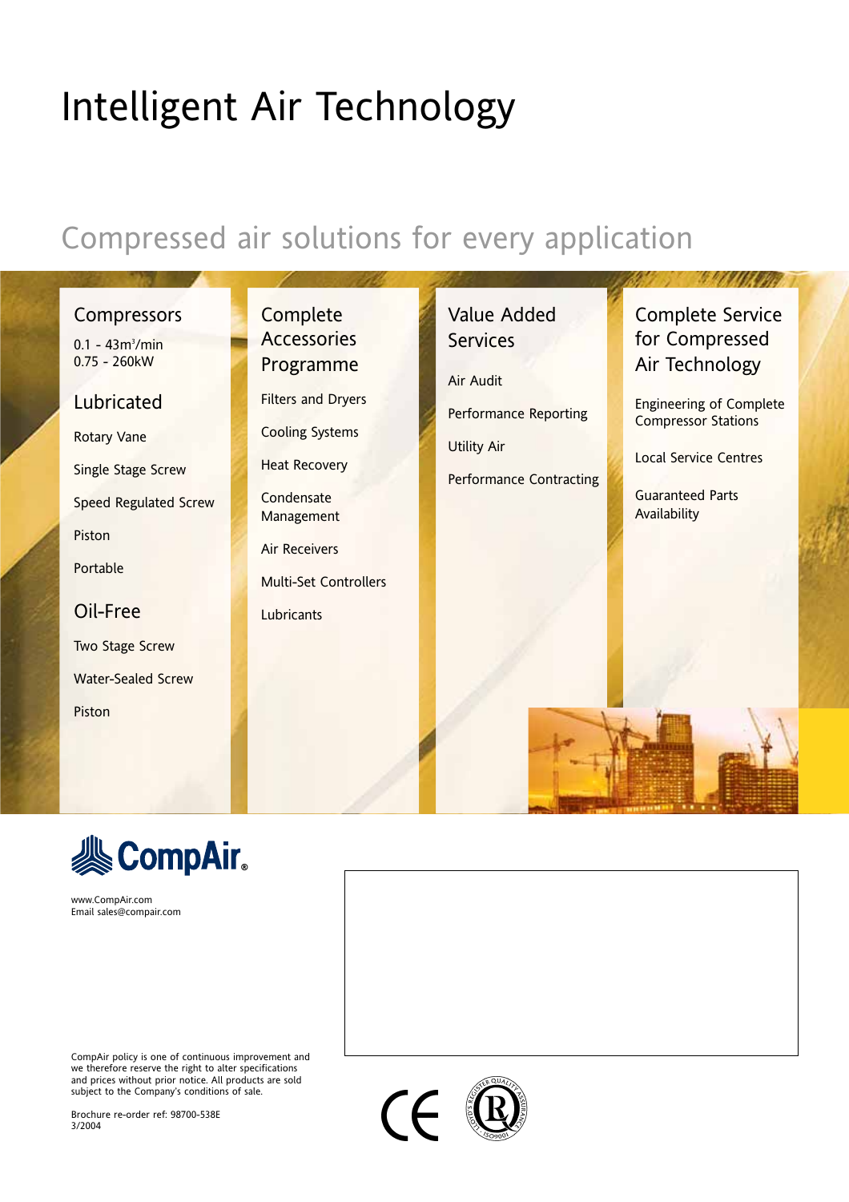# Intelligent Air Technology

## Compressed air solutions for every application

### Compressors

0.1 - 43m$^3$/min
0.75 - 260kW

### Lubricated

Rotary Vane

Single Stage Screw

Speed Regulated Screw

Piston

Portable

### Oil-Free

Two Stage Screw

Water-Sealed Screw

Piston

### Complete Accessories Programme

Filters and Dryers

Cooling Systems

Heat Recovery

Condensate Management

Air Receivers

Multi-Set Controllers

Lubricants

### Value Added Services

Air Audit

Performance Reporting

Utility Air

Performance Contracting

### Complete Service for Compressed Air Technology

Engineering of Complete Compressor Stations

Local Service Centres

Guaranteed Parts Availability

CompAir®

www.CompAir.com
Email sales@compair.com

CompAir policy is one of continuous improvement and we therefore reserve the right to alter specifications and prices without prior notice. All products are sold subject to the Company's conditions of sale.

Brochure re-order ref: 98700-538E
3/2004